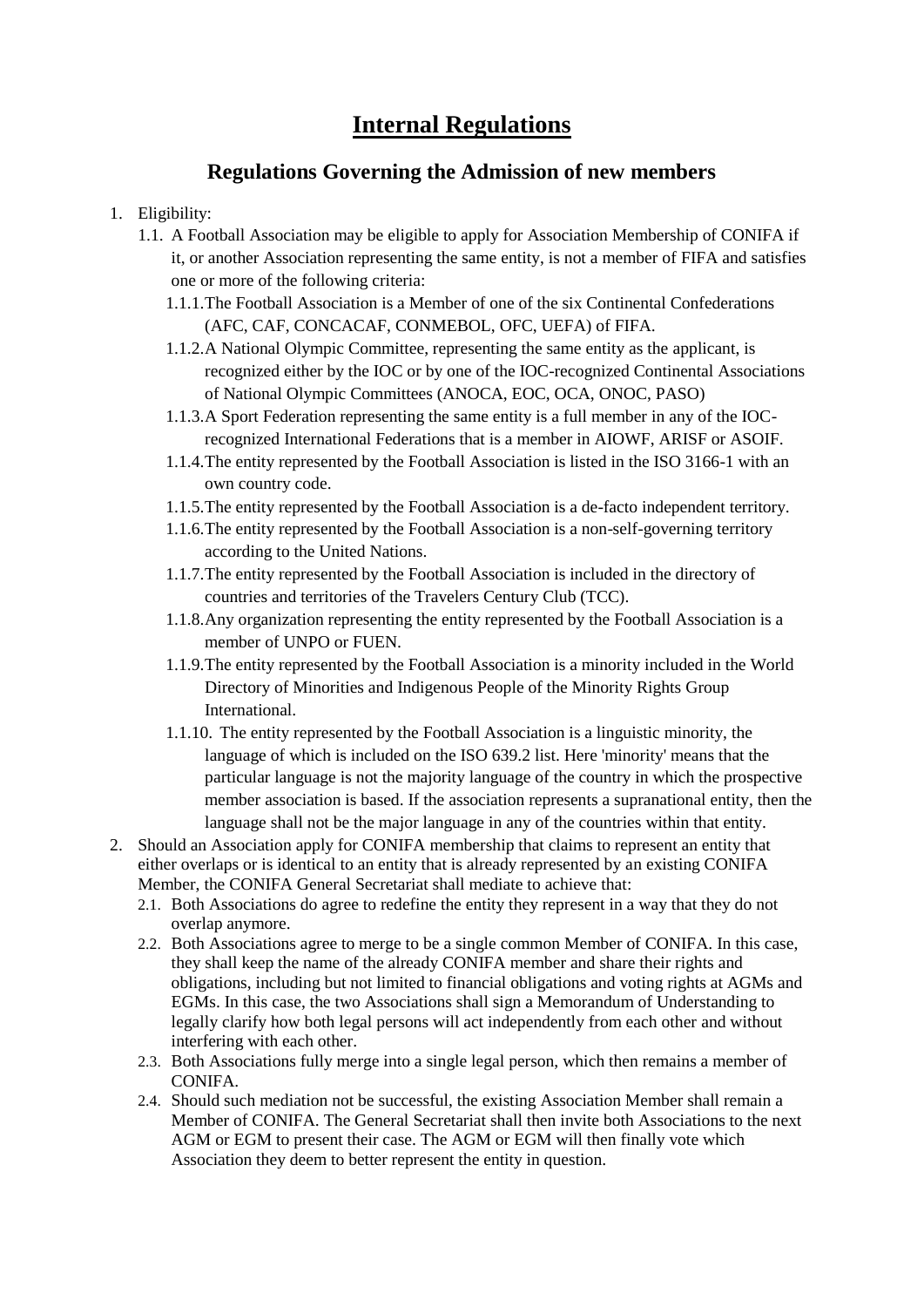# Internal Regulations

## Regulations Governing the Admission of new members

1. Eligibility:
   1.1. A Football Association may be eligible to apply for Association Membership of CONIFA if it, or another Association representing the same entity, is not a member of FIFA and satisfies one or more of the following criteria:
      1.1.1. The Football Association is a Member of one of the six Continental Confederations (AFC, CAF, CONCACAF, CONMEBOL, OFC, UEFA) of FIFA.
      1.1.2. A National Olympic Committee, representing the same entity as the applicant, is recognized either by the IOC or by one of the IOC-recognized Continental Associations of National Olympic Committees (ANOCA, EOC, OCA, ONOC, PASO)
      1.1.3. A Sport Federation representing the same entity is a full member in any of the IOC-recognized International Federations that is a member in AIOWF, ARISF or ASOIF.
      1.1.4. The entity represented by the Football Association is listed in the ISO 3166-1 with an own country code.
      1.1.5. The entity represented by the Football Association is a de-facto independent territory.
      1.1.6. The entity represented by the Football Association is a non-self-governing territory according to the United Nations.
      1.1.7. The entity represented by the Football Association is included in the directory of countries and territories of the Travelers Century Club (TCC).
      1.1.8. Any organization representing the entity represented by the Football Association is a member of UNPO or FUEN.
      1.1.9. The entity represented by the Football Association is a minority included in the World Directory of Minorities and Indigenous People of the Minority Rights Group International.
      1.1.10. The entity represented by the Football Association is a linguistic minority, the language of which is included on the ISO 639.2 list. Here 'minority' means that the particular language is not the majority language of the country in which the prospective member association is based. If the association represents a supranational entity, then the language shall not be the major language in any of the countries within that entity.
2. Should an Association apply for CONIFA membership that claims to represent an entity that either overlaps or is identical to an entity that is already represented by an existing CONIFA Member, the CONIFA General Secretariat shall mediate to achieve that:
   2.1. Both Associations do agree to redefine the entity they represent in a way that they do not overlap anymore.
   2.2. Both Associations agree to merge to be a single common Member of CONIFA. In this case, they shall keep the name of the already CONIFA member and share their rights and obligations, including but not limited to financial obligations and voting rights at AGMs and EGMs. In this case, the two Associations shall sign a Memorandum of Understanding to legally clarify how both legal persons will act independently from each other and without interfering with each other.
   2.3. Both Associations fully merge into a single legal person, which then remains a member of CONIFA.
   2.4. Should such mediation not be successful, the existing Association Member shall remain a Member of CONIFA. The General Secretariat shall then invite both Associations to the next AGM or EGM to present their case. The AGM or EGM will then finally vote which Association they deem to better represent the entity in question.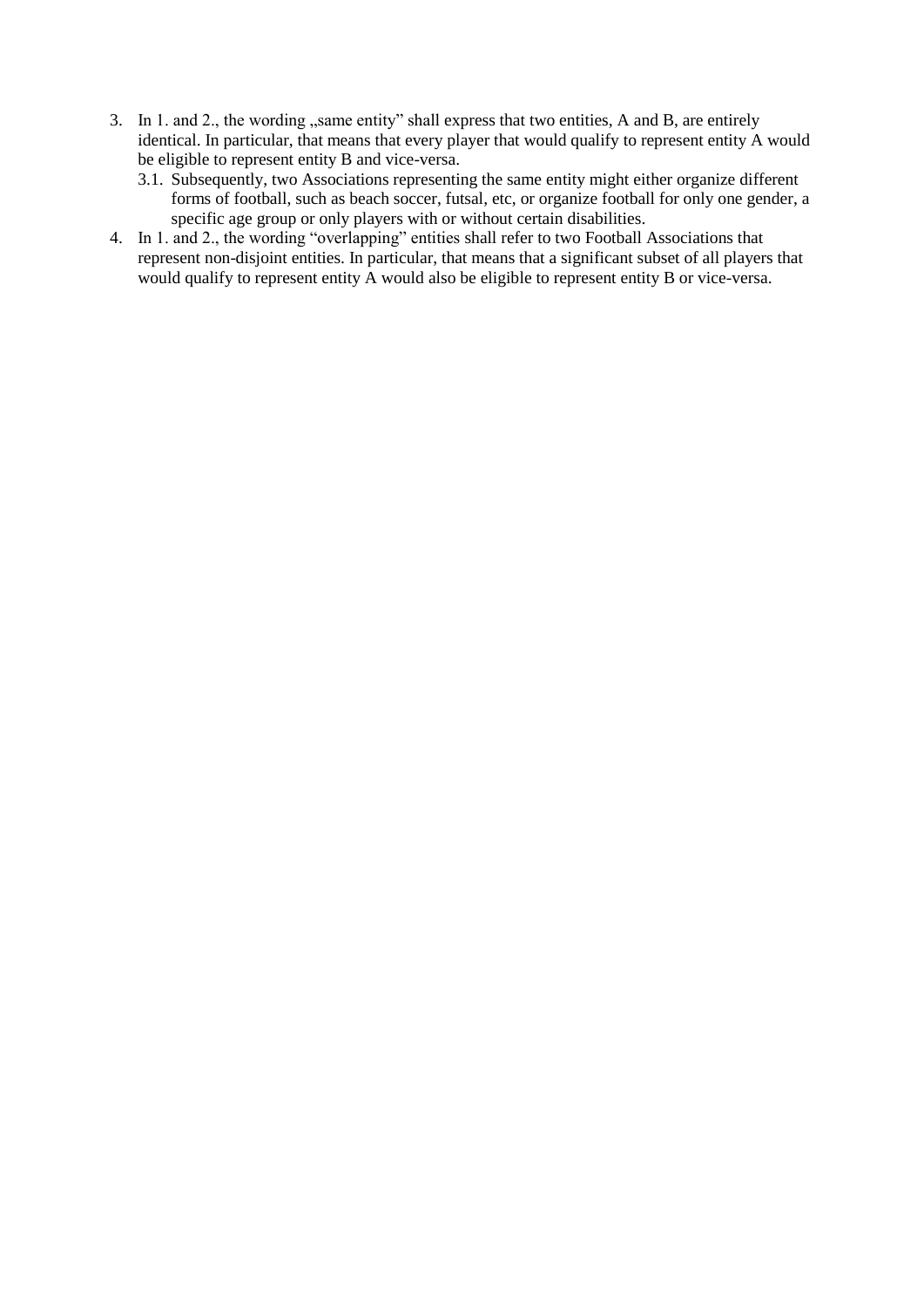3. In 1. and 2., the wording „same entity" shall express that two entities, A and B, are entirely identical. In particular, that means that every player that would qualify to represent entity A would be eligible to represent entity B and vice-versa.
   3.1. Subsequently, two Associations representing the same entity might either organize different forms of football, such as beach soccer, futsal, etc, or organize football for only one gender, a specific age group or only players with or without certain disabilities.
4. In 1. and 2., the wording "overlapping" entities shall refer to two Football Associations that represent non-disjoint entities. In particular, that means that a significant subset of all players that would qualify to represent entity A would also be eligible to represent entity B or vice-versa.